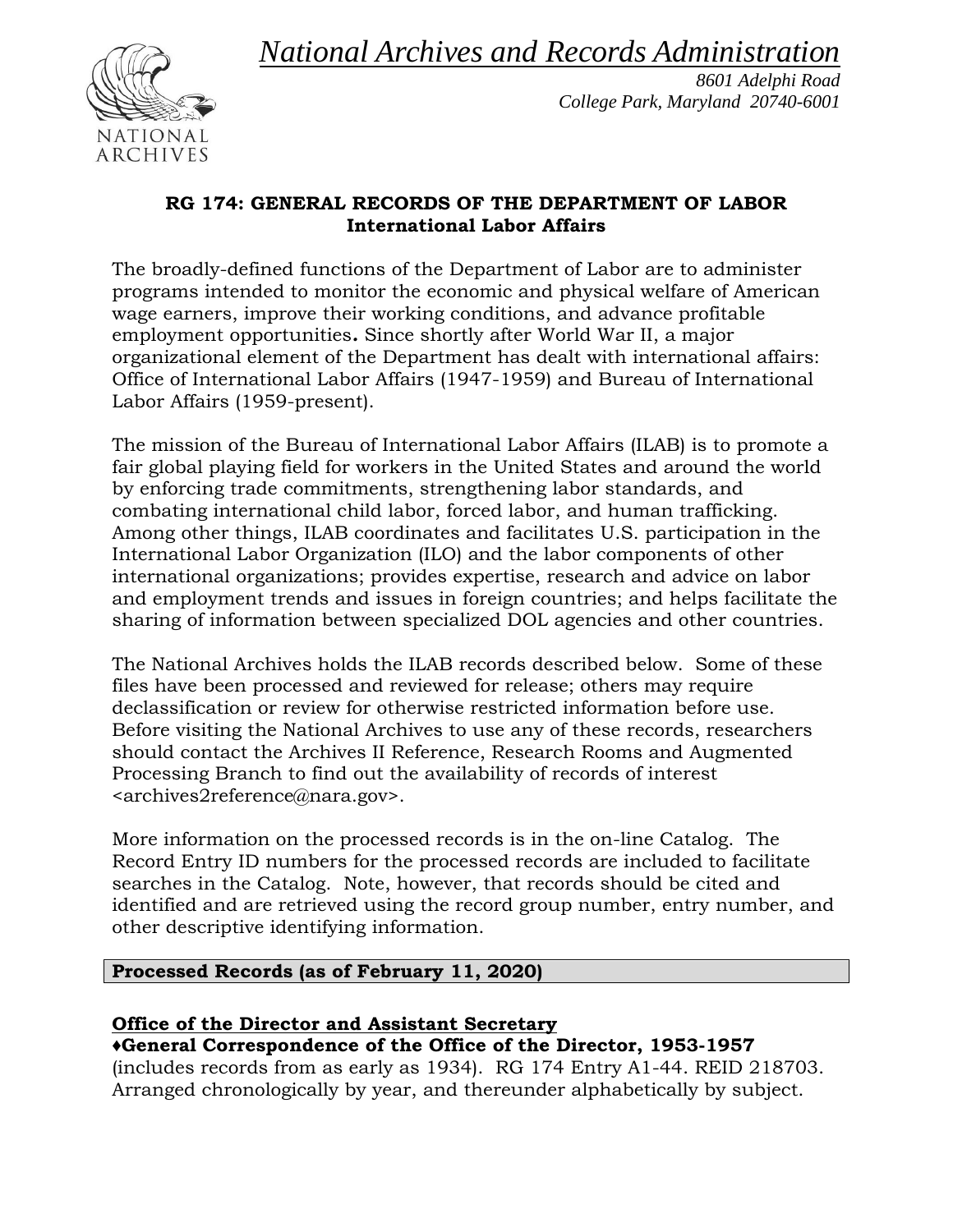*National Archives and Records Administration*

*8601 Adelphi Road*
*College Park, Maryland 20740-6001*

NATIONAL ARCHIVES

**RG 174: GENERAL RECORDS OF THE DEPARTMENT OF LABOR**
**International Labor Affairs**

The broadly-defined functions of the Department of Labor are to administer programs intended to monitor the economic and physical welfare of American wage earners, improve their working conditions, and advance profitable employment opportunities**.** Since shortly after World War II, a major organizational element of the Department has dealt with international affairs: Office of International Labor Affairs (1947-1959) and Bureau of International Labor Affairs (1959-present).

The mission of the Bureau of International Labor Affairs (ILAB) is to promote a fair global playing field for workers in the United States and around the world by enforcing trade commitments, strengthening labor standards, and combating international child labor, forced labor, and human trafficking. Among other things, ILAB coordinates and facilitates U.S. participation in the International Labor Organization (ILO) and the labor components of other international organizations; provides expertise, research and advice on labor and employment trends and issues in foreign countries; and helps facilitate the sharing of information between specialized DOL agencies and other countries.

The National Archives holds the ILAB records described below. Some of these files have been processed and reviewed for release; others may require declassification or review for otherwise restricted information before use. Before visiting the National Archives to use any of these records, researchers should contact the Archives II Reference, Research Rooms and Augmented Processing Branch to find out the availability of records of interest <archives2reference@nara.gov>.

More information on the processed records is in the on-line Catalog. The Record Entry ID numbers for the processed records are included to facilitate searches in the Catalog. Note, however, that records should be cited and identified and are retrieved using the record group number, entry number, and other descriptive identifying information.

## Processed Records (as of February 11, 2020)

### Office of the Director and Assistant Secretary

♦**General Correspondence of the Office of the Director, 1953-1957** (includes records from as early as 1934). RG 174 Entry A1-44. REID 218703. Arranged chronologically by year, and thereunder alphabetically by subject.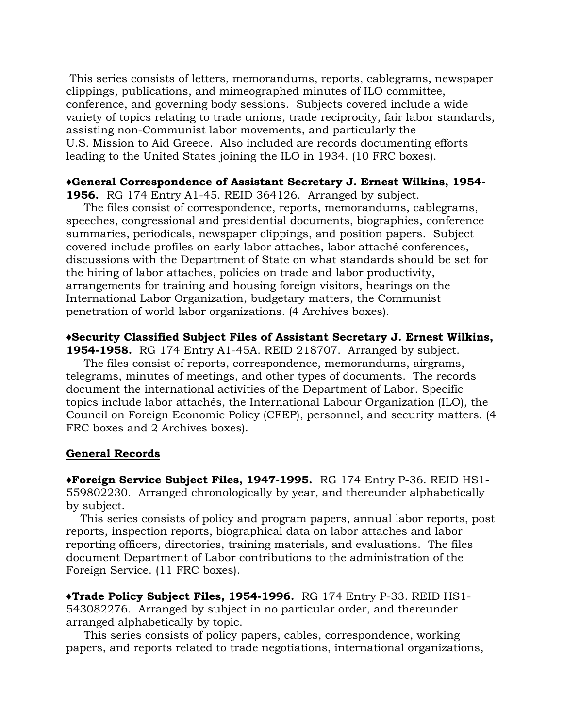This series consists of letters, memorandums, reports, cablegrams, newspaper clippings, publications, and mimeographed minutes of ILO committee, conference, and governing body sessions. Subjects covered include a wide variety of topics relating to trade unions, trade reciprocity, fair labor standards, assisting non-Communist labor movements, and particularly the U.S. Mission to Aid Greece. Also included are records documenting efforts leading to the United States joining the ILO in 1934. (10 FRC boxes).

♦**General Correspondence of Assistant Secretary J. Ernest Wilkins, 1954-1956.** RG 174 Entry A1-45. REID 364126. Arranged by subject.

The files consist of correspondence, reports, memorandums, cablegrams, speeches, congressional and presidential documents, biographies, conference summaries, periodicals, newspaper clippings, and position papers. Subject covered include profiles on early labor attaches, labor attaché conferences, discussions with the Department of State on what standards should be set for the hiring of labor attaches, policies on trade and labor productivity, arrangements for training and housing foreign visitors, hearings on the International Labor Organization, budgetary matters, the Communist penetration of world labor organizations. (4 Archives boxes).

♦**Security Classified Subject Files of Assistant Secretary J. Ernest Wilkins, 1954-1958.** RG 174 Entry A1-45A. REID 218707. Arranged by subject.

The files consist of reports, correspondence, memorandums, airgrams, telegrams, minutes of meetings, and other types of documents. The records document the international activities of the Department of Labor. Specific topics include labor attachés, the International Labour Organization (ILO), the Council on Foreign Economic Policy (CFEP), personnel, and security matters. (4 FRC boxes and 2 Archives boxes).

## General Records

♦**Foreign Service Subject Files, 1947-1995.** RG 174 Entry P-36. REID HS1-559802230. Arranged chronologically by year, and thereunder alphabetically by subject.

This series consists of policy and program papers, annual labor reports, post reports, inspection reports, biographical data on labor attaches and labor reporting officers, directories, training materials, and evaluations. The files document Department of Labor contributions to the administration of the Foreign Service. (11 FRC boxes).

♦**Trade Policy Subject Files, 1954-1996.** RG 174 Entry P-33. REID HS1-543082276. Arranged by subject in no particular order, and thereunder arranged alphabetically by topic.

This series consists of policy papers, cables, correspondence, working papers, and reports related to trade negotiations, international organizations,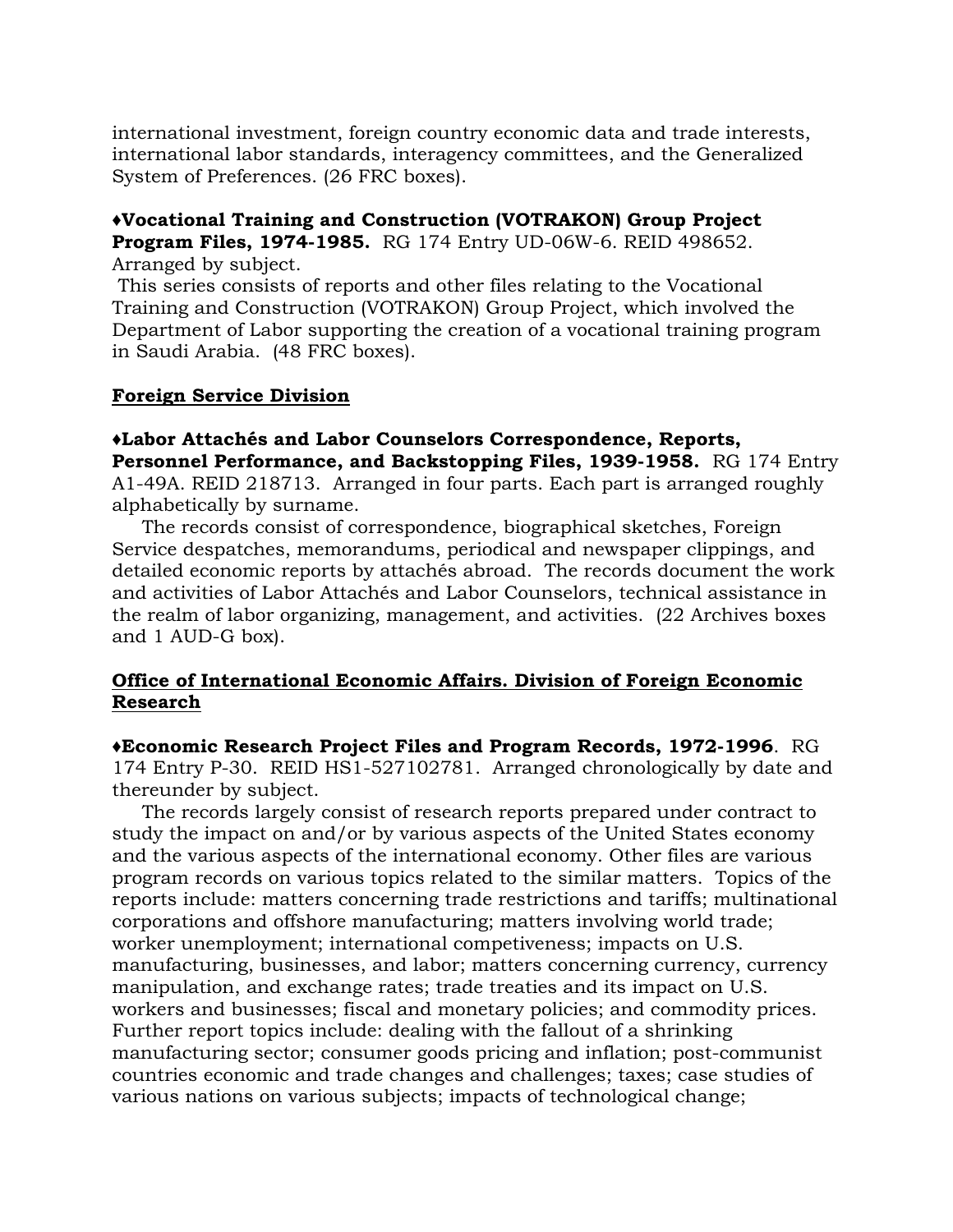international investment, foreign country economic data and trade interests, international labor standards, interagency committees, and the Generalized System of Preferences. (26 FRC boxes).

♦**Vocational Training and Construction (VOTRAKON) Group Project Program Files, 1974-1985.** RG 174 Entry UD-06W-6. REID 498652. Arranged by subject.

This series consists of reports and other files relating to the Vocational Training and Construction (VOTRAKON) Group Project, which involved the Department of Labor supporting the creation of a vocational training program in Saudi Arabia. (48 FRC boxes).

## Foreign Service Division

♦**Labor Attachés and Labor Counselors Correspondence, Reports, Personnel Performance, and Backstopping Files, 1939-1958.** RG 174 Entry A1-49A. REID 218713. Arranged in four parts. Each part is arranged roughly alphabetically by surname.

The records consist of correspondence, biographical sketches, Foreign Service despatches, memorandums, periodical and newspaper clippings, and detailed economic reports by attachés abroad. The records document the work and activities of Labor Attachés and Labor Counselors, technical assistance in the realm of labor organizing, management, and activities. (22 Archives boxes and 1 AUD-G box).

## Office of International Economic Affairs. Division of Foreign Economic Research

♦**Economic Research Project Files and Program Records, 1972-1996**. RG 174 Entry P-30. REID HS1-527102781. Arranged chronologically by date and thereunder by subject.

The records largely consist of research reports prepared under contract to study the impact on and/or by various aspects of the United States economy and the various aspects of the international economy. Other files are various program records on various topics related to the similar matters. Topics of the reports include: matters concerning trade restrictions and tariffs; multinational corporations and offshore manufacturing; matters involving world trade; worker unemployment; international competiveness; impacts on U.S. manufacturing, businesses, and labor; matters concerning currency, currency manipulation, and exchange rates; trade treaties and its impact on U.S. workers and businesses; fiscal and monetary policies; and commodity prices. Further report topics include: dealing with the fallout of a shrinking manufacturing sector; consumer goods pricing and inflation; post-communist countries economic and trade changes and challenges; taxes; case studies of various nations on various subjects; impacts of technological change;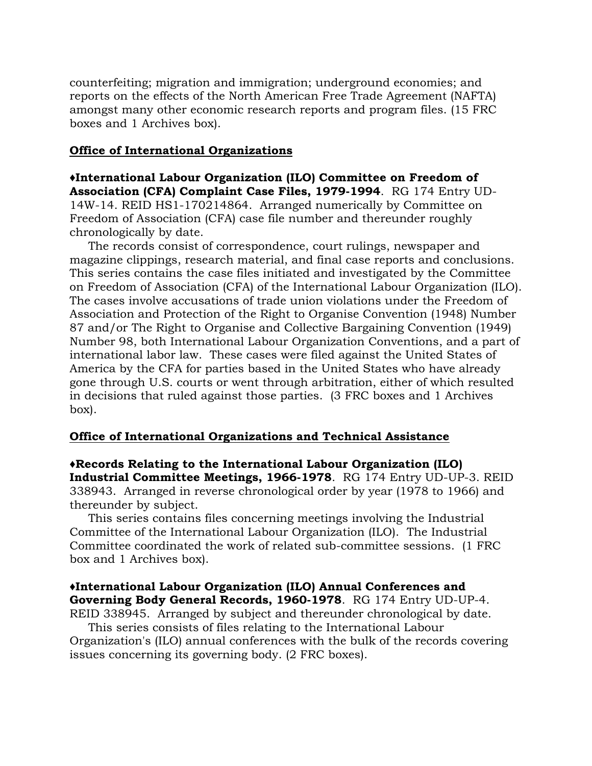counterfeiting; migration and immigration; underground economies; and reports on the effects of the North American Free Trade Agreement (NAFTA) amongst many other economic research reports and program files. (15 FRC boxes and 1 Archives box).

**Office of International Organizations**

♦**International Labour Organization (ILO) Committee on Freedom of Association (CFA) Complaint Case Files, 1979-1994**. RG 174 Entry UD-14W-14. REID HS1-170214864. Arranged numerically by Committee on Freedom of Association (CFA) case file number and thereunder roughly chronologically by date.

The records consist of correspondence, court rulings, newspaper and magazine clippings, research material, and final case reports and conclusions. This series contains the case files initiated and investigated by the Committee on Freedom of Association (CFA) of the International Labour Organization (ILO). The cases involve accusations of trade union violations under the Freedom of Association and Protection of the Right to Organise Convention (1948) Number 87 and/or The Right to Organise and Collective Bargaining Convention (1949) Number 98, both International Labour Organization Conventions, and a part of international labor law. These cases were filed against the United States of America by the CFA for parties based in the United States who have already gone through U.S. courts or went through arbitration, either of which resulted in decisions that ruled against those parties. (3 FRC boxes and 1 Archives box).

**Office of International Organizations and Technical Assistance**

♦**Records Relating to the International Labour Organization (ILO) Industrial Committee Meetings, 1966-1978**. RG 174 Entry UD-UP-3. REID 338943. Arranged in reverse chronological order by year (1978 to 1966) and thereunder by subject.

This series contains files concerning meetings involving the Industrial Committee of the International Labour Organization (ILO). The Industrial Committee coordinated the work of related sub-committee sessions. (1 FRC box and 1 Archives box).

♦**International Labour Organization (ILO) Annual Conferences and Governing Body General Records, 1960-1978**. RG 174 Entry UD-UP-4. REID 338945. Arranged by subject and thereunder chronological by date.

This series consists of files relating to the International Labour Organization's (ILO) annual conferences with the bulk of the records covering issues concerning its governing body. (2 FRC boxes).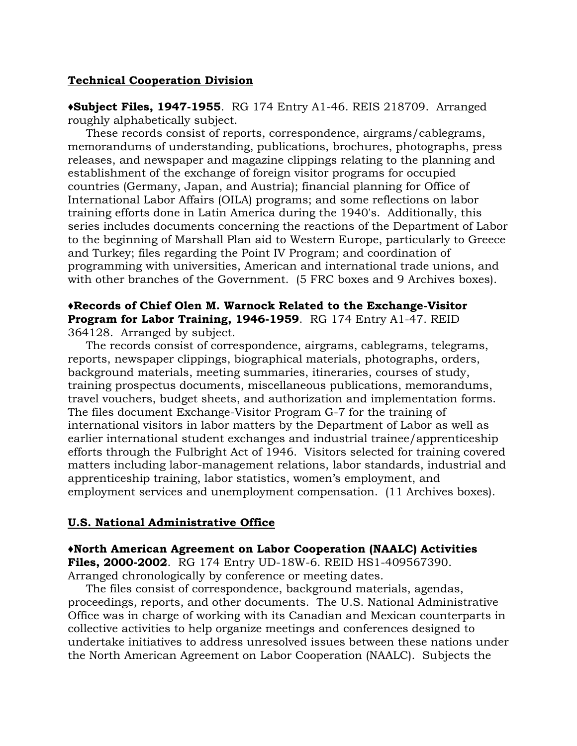**Technical Cooperation Division**

**♦Subject Files, 1947-1955**. RG 174 Entry A1-46. REIS 218709. Arranged roughly alphabetically subject.

These records consist of reports, correspondence, airgrams/cablegrams, memorandums of understanding, publications, brochures, photographs, press releases, and newspaper and magazine clippings relating to the planning and establishment of the exchange of foreign visitor programs for occupied countries (Germany, Japan, and Austria); financial planning for Office of International Labor Affairs (OILA) programs; and some reflections on labor training efforts done in Latin America during the 1940's. Additionally, this series includes documents concerning the reactions of the Department of Labor to the beginning of Marshall Plan aid to Western Europe, particularly to Greece and Turkey; files regarding the Point IV Program; and coordination of programming with universities, American and international trade unions, and with other branches of the Government. (5 FRC boxes and 9 Archives boxes).

**♦Records of Chief Olen M. Warnock Related to the Exchange-Visitor Program for Labor Training, 1946-1959**. RG 174 Entry A1-47. REID 364128. Arranged by subject.

The records consist of correspondence, airgrams, cablegrams, telegrams, reports, newspaper clippings, biographical materials, photographs, orders, background materials, meeting summaries, itineraries, courses of study, training prospectus documents, miscellaneous publications, memorandums, travel vouchers, budget sheets, and authorization and implementation forms. The files document Exchange-Visitor Program G-7 for the training of international visitors in labor matters by the Department of Labor as well as earlier international student exchanges and industrial trainee/apprenticeship efforts through the Fulbright Act of 1946. Visitors selected for training covered matters including labor-management relations, labor standards, industrial and apprenticeship training, labor statistics, women's employment, and employment services and unemployment compensation. (11 Archives boxes).

**U.S. National Administrative Office**

**♦North American Agreement on Labor Cooperation (NAALC) Activities Files, 2000-2002**. RG 174 Entry UD-18W-6. REID HS1-409567390. Arranged chronologically by conference or meeting dates.

The files consist of correspondence, background materials, agendas, proceedings, reports, and other documents. The U.S. National Administrative Office was in charge of working with its Canadian and Mexican counterparts in collective activities to help organize meetings and conferences designed to undertake initiatives to address unresolved issues between these nations under the North American Agreement on Labor Cooperation (NAALC). Subjects the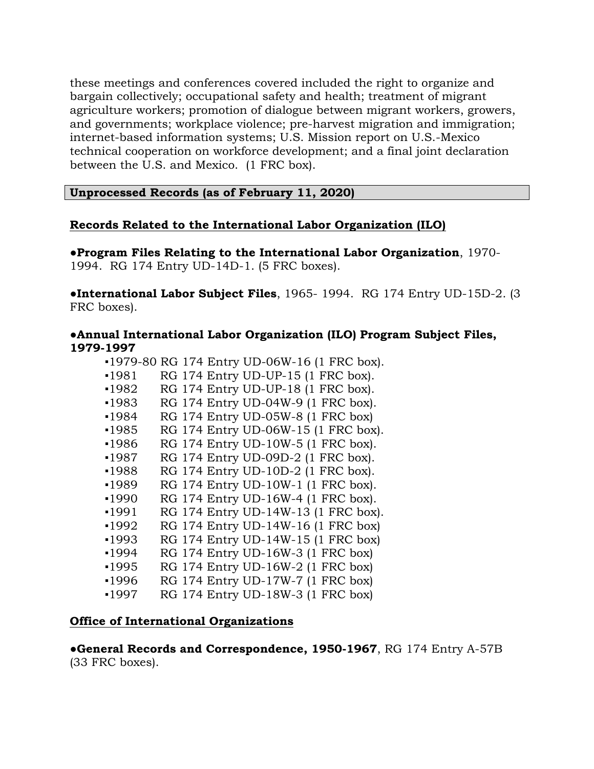these meetings and conferences covered included the right to organize and bargain collectively; occupational safety and health; treatment of migrant agriculture workers; promotion of dialogue between migrant workers, growers, and governments; workplace violence; pre-harvest migration and immigration; internet-based information systems; U.S. Mission report on U.S.-Mexico technical cooperation on workforce development; and a final joint declaration between the U.S. and Mexico. (1 FRC box).

## Unprocessed Records (as of February 11, 2020)

### Records Related to the International Labor Organization (ILO)

●**Program Files Relating to the International Labor Organization**, 1970-1994. RG 174 Entry UD-14D-1. (5 FRC boxes).

●**International Labor Subject Files**, 1965- 1994. RG 174 Entry UD-15D-2. (3 FRC boxes).

●**Annual International Labor Organization (ILO) Program Subject Files, 1979-1997**

- 1979-80 RG 174 Entry UD-06W-16 (1 FRC box).
- 1981 RG 174 Entry UD-UP-15 (1 FRC box).
- 1982 RG 174 Entry UD-UP-18 (1 FRC box).
- 1983 RG 174 Entry UD-04W-9 (1 FRC box).
- 1984 RG 174 Entry UD-05W-8 (1 FRC box)
- 1985 RG 174 Entry UD-06W-15 (1 FRC box).
- 1986 RG 174 Entry UD-10W-5 (1 FRC box).
- 1987 RG 174 Entry UD-09D-2 (1 FRC box).
- 1988 RG 174 Entry UD-10D-2 (1 FRC box).
- 1989 RG 174 Entry UD-10W-1 (1 FRC box).
- 1990 RG 174 Entry UD-16W-4 (1 FRC box).
- 1991 RG 174 Entry UD-14W-13 (1 FRC box).
- 1992 RG 174 Entry UD-14W-16 (1 FRC box)
- 1993 RG 174 Entry UD-14W-15 (1 FRC box)
- 1994 RG 174 Entry UD-16W-3 (1 FRC box)
- 1995 RG 174 Entry UD-16W-2 (1 FRC box)
- 1996 RG 174 Entry UD-17W-7 (1 FRC box)
- 1997 RG 174 Entry UD-18W-3 (1 FRC box)

### Office of International Organizations

●**General Records and Correspondence, 1950-1967**, RG 174 Entry A-57B (33 FRC boxes).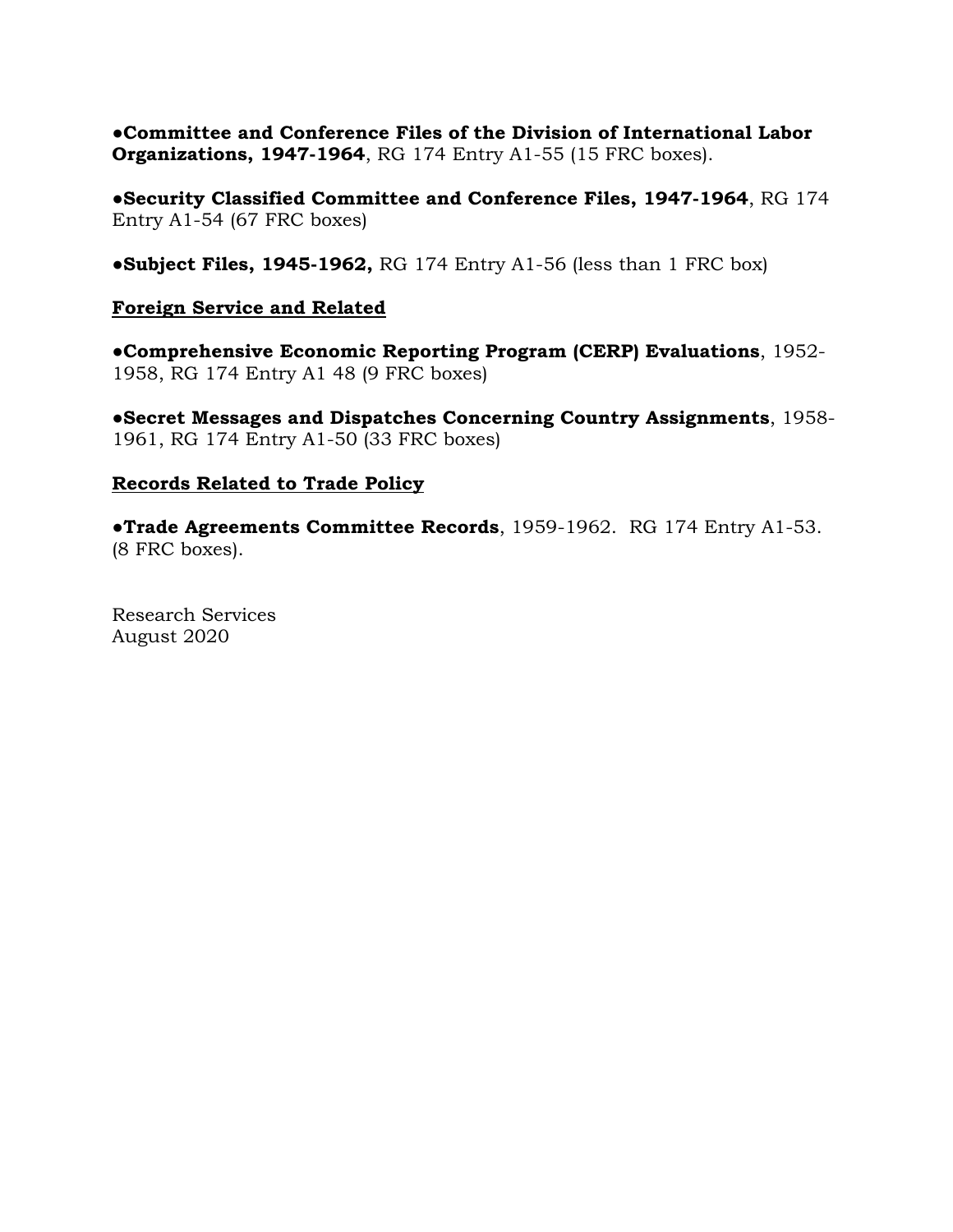●**Committee and Conference Files of the Division of International Labor Organizations, 1947-1964**, RG 174 Entry A1-55 (15 FRC boxes).

●**Security Classified Committee and Conference Files, 1947-1964**, RG 174 Entry A1-54 (67 FRC boxes)

●**Subject Files, 1945-1962,** RG 174 Entry A1-56 (less than 1 FRC box)

**<u>Foreign Service and Related</u>**

●**Comprehensive Economic Reporting Program (CERP) Evaluations**, 1952-1958, RG 174 Entry A1 48 (9 FRC boxes)

●**Secret Messages and Dispatches Concerning Country Assignments**, 1958-1961, RG 174 Entry A1-50 (33 FRC boxes)

**<u>Records Related to Trade Policy</u>**

●**Trade Agreements Committee Records**, 1959-1962. RG 174 Entry A1-53. (8 FRC boxes).

Research Services
August 2020